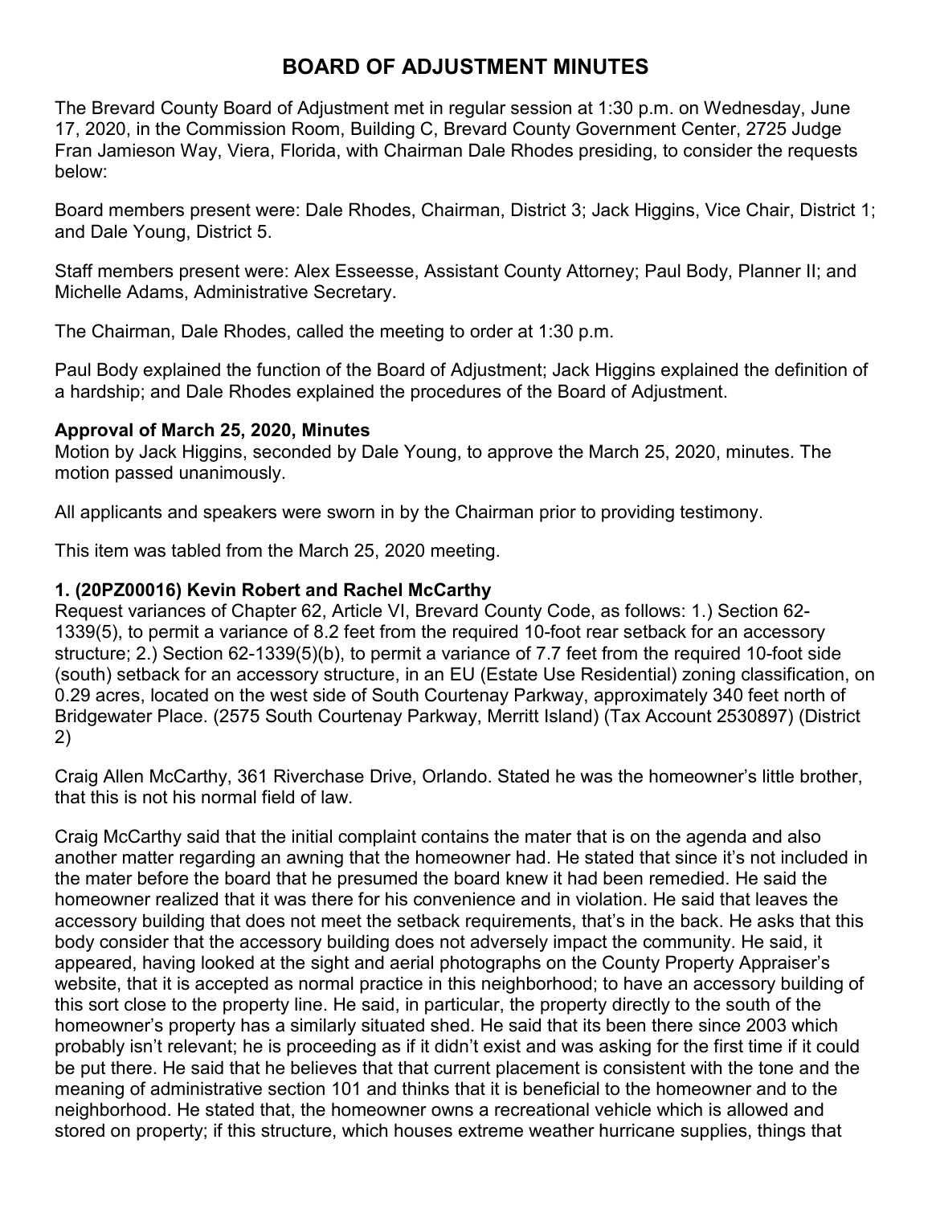# BOARD OF ADJUSTMENT MINUTES

The Brevard County Board of Adjustment met in regular session at 1:30 p.m. on Wednesday, June 17, 2020, in the Commission Room, Building C, Brevard County Government Center, 2725 Judge Fran Jamieson Way, Viera, Florida, with Chairman Dale Rhodes presiding, to consider the requests below:

Board members present were: Dale Rhodes, Chairman, District 3; Jack Higgins, Vice Chair, District 1; and Dale Young, District 5.

Staff members present were: Alex Esseesse, Assistant County Attorney; Paul Body, Planner II; and Michelle Adams, Administrative Secretary.

The Chairman, Dale Rhodes, called the meeting to order at 1:30 p.m.

Paul Body explained the function of the Board of Adjustment; Jack Higgins explained the definition of a hardship; and Dale Rhodes explained the procedures of the Board of Adjustment.

**Approval of March 25, 2020, Minutes**
Motion by Jack Higgins, seconded by Dale Young, to approve the March 25, 2020, minutes. The motion passed unanimously.

All applicants and speakers were sworn in by the Chairman prior to providing testimony.

This item was tabled from the March 25, 2020 meeting.

**1. (20PZ00016) Kevin Robert and Rachel McCarthy**
Request variances of Chapter 62, Article VI, Brevard County Code, as follows: 1.) Section 62-1339(5), to permit a variance of 8.2 feet from the required 10-foot rear setback for an accessory structure; 2.) Section 62-1339(5)(b), to permit a variance of 7.7 feet from the required 10-foot side (south) setback for an accessory structure, in an EU (Estate Use Residential) zoning classification, on 0.29 acres, located on the west side of South Courtenay Parkway, approximately 340 feet north of Bridgewater Place. (2575 South Courtenay Parkway, Merritt Island) (Tax Account 2530897) (District 2)

Craig Allen McCarthy, 361 Riverchase Drive, Orlando. Stated he was the homeowner's little brother, that this is not his normal field of law.

Craig McCarthy said that the initial complaint contains the mater that is on the agenda and also another matter regarding an awning that the homeowner had. He stated that since it's not included in the mater before the board that he presumed the board knew it had been remedied. He said the homeowner realized that it was there for his convenience and in violation. He said that leaves the accessory building that does not meet the setback requirements, that's in the back. He asks that this body consider that the accessory building does not adversely impact the community. He said, it appeared, having looked at the sight and aerial photographs on the County Property Appraiser's website, that it is accepted as normal practice in this neighborhood; to have an accessory building of this sort close to the property line. He said, in particular, the property directly to the south of the homeowner's property has a similarly situated shed. He said that its been there since 2003 which probably isn't relevant; he is proceeding as if it didn't exist and was asking for the first time if it could be put there. He said that he believes that that current placement is consistent with the tone and the meaning of administrative section 101 and thinks that it is beneficial to the homeowner and to the neighborhood. He stated that, the homeowner owns a recreational vehicle which is allowed and stored on property; if this structure, which houses extreme weather hurricane supplies, things that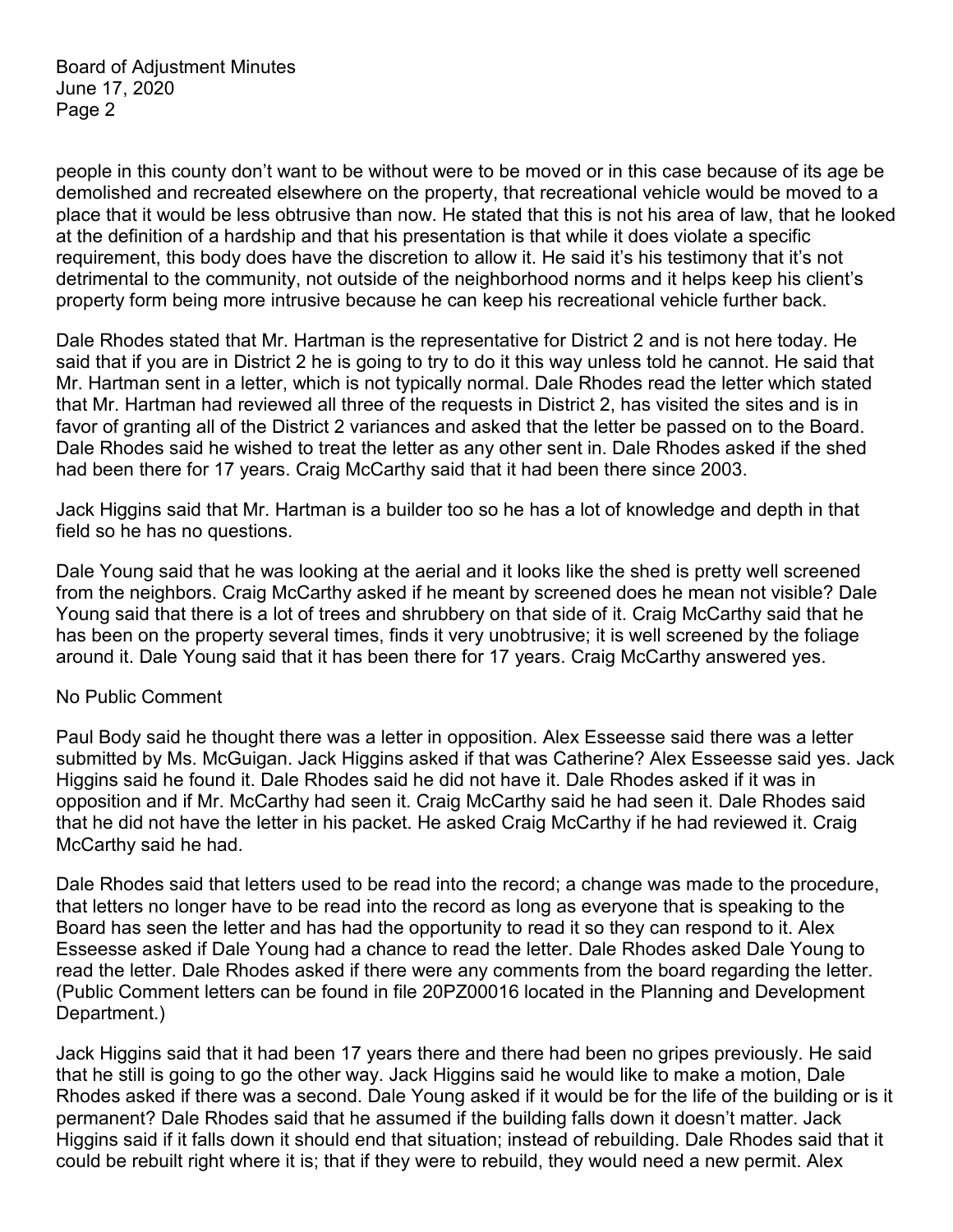people in this county don't want to be without were to be moved or in this case because of its age be demolished and recreated elsewhere on the property, that recreational vehicle would be moved to a place that it would be less obtrusive than now. He stated that this is not his area of law, that he looked at the definition of a hardship and that his presentation is that while it does violate a specific requirement, this body does have the discretion to allow it. He said it's his testimony that it's not detrimental to the community, not outside of the neighborhood norms and it helps keep his client's property form being more intrusive because he can keep his recreational vehicle further back.

Dale Rhodes stated that Mr. Hartman is the representative for District 2 and is not here today. He said that if you are in District 2 he is going to try to do it this way unless told he cannot. He said that Mr. Hartman sent in a letter, which is not typically normal. Dale Rhodes read the letter which stated that Mr. Hartman had reviewed all three of the requests in District 2, has visited the sites and is in favor of granting all of the District 2 variances and asked that the letter be passed on to the Board. Dale Rhodes said he wished to treat the letter as any other sent in. Dale Rhodes asked if the shed had been there for 17 years. Craig McCarthy said that it had been there since 2003.

Jack Higgins said that Mr. Hartman is a builder too so he has a lot of knowledge and depth in that field so he has no questions.

Dale Young said that he was looking at the aerial and it looks like the shed is pretty well screened from the neighbors. Craig McCarthy asked if he meant by screened does he mean not visible? Dale Young said that there is a lot of trees and shrubbery on that side of it. Craig McCarthy said that he has been on the property several times, finds it very unobtrusive; it is well screened by the foliage around it. Dale Young said that it has been there for 17 years. Craig McCarthy answered yes.

No Public Comment

Paul Body said he thought there was a letter in opposition. Alex Esseesse said there was a letter submitted by Ms. McGuigan. Jack Higgins asked if that was Catherine? Alex Esseesse said yes. Jack Higgins said he found it. Dale Rhodes said he did not have it. Dale Rhodes asked if it was in opposition and if Mr. McCarthy had seen it. Craig McCarthy said he had seen it. Dale Rhodes said that he did not have the letter in his packet. He asked Craig McCarthy if he had reviewed it. Craig McCarthy said he had.

Dale Rhodes said that letters used to be read into the record; a change was made to the procedure, that letters no longer have to be read into the record as long as everyone that is speaking to the Board has seen the letter and has had the opportunity to read it so they can respond to it. Alex Esseesse asked if Dale Young had a chance to read the letter. Dale Rhodes asked Dale Young to read the letter. Dale Rhodes asked if there were any comments from the board regarding the letter. (Public Comment letters can be found in file 20PZ00016 located in the Planning and Development Department.)

Jack Higgins said that it had been 17 years there and there had been no gripes previously. He said that he still is going to go the other way. Jack Higgins said he would like to make a motion, Dale Rhodes asked if there was a second. Dale Young asked if it would be for the life of the building or is it permanent? Dale Rhodes said that he assumed if the building falls down it doesn't matter. Jack Higgins said if it falls down it should end that situation; instead of rebuilding. Dale Rhodes said that it could be rebuilt right where it is; that if they were to rebuild, they would need a new permit. Alex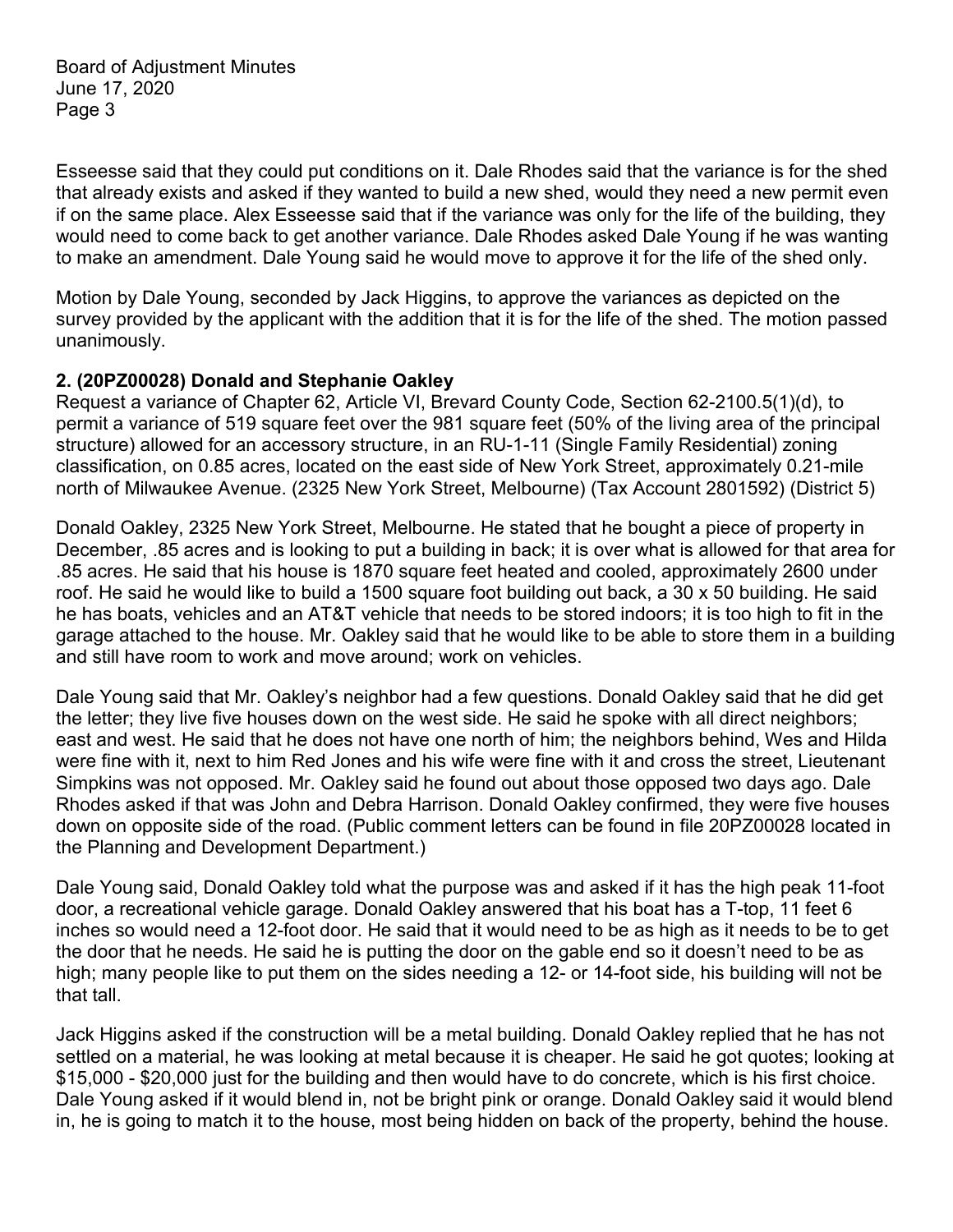Esseesse said that they could put conditions on it. Dale Rhodes said that the variance is for the shed that already exists and asked if they wanted to build a new shed, would they need a new permit even if on the same place. Alex Esseesse said that if the variance was only for the life of the building, they would need to come back to get another variance. Dale Rhodes asked Dale Young if he was wanting to make an amendment. Dale Young said he would move to approve it for the life of the shed only.

Motion by Dale Young, seconded by Jack Higgins, to approve the variances as depicted on the survey provided by the applicant with the addition that it is for the life of the shed. The motion passed unanimously.

**2. (20PZ00028) Donald and Stephanie Oakley**

Request a variance of Chapter 62, Article VI, Brevard County Code, Section 62-2100.5(1)(d), to permit a variance of 519 square feet over the 981 square feet (50% of the living area of the principal structure) allowed for an accessory structure, in an RU-1-11 (Single Family Residential) zoning classification, on 0.85 acres, located on the east side of New York Street, approximately 0.21-mile north of Milwaukee Avenue. (2325 New York Street, Melbourne) (Tax Account 2801592) (District 5)

Donald Oakley, 2325 New York Street, Melbourne. He stated that he bought a piece of property in December, .85 acres and is looking to put a building in back; it is over what is allowed for that area for .85 acres. He said that his house is 1870 square feet heated and cooled, approximately 2600 under roof. He said he would like to build a 1500 square foot building out back, a 30 x 50 building. He said he has boats, vehicles and an AT&T vehicle that needs to be stored indoors; it is too high to fit in the garage attached to the house. Mr. Oakley said that he would like to be able to store them in a building and still have room to work and move around; work on vehicles.

Dale Young said that Mr. Oakley's neighbor had a few questions. Donald Oakley said that he did get the letter; they live five houses down on the west side. He said he spoke with all direct neighbors; east and west. He said that he does not have one north of him; the neighbors behind, Wes and Hilda were fine with it, next to him Red Jones and his wife were fine with it and cross the street, Lieutenant Simpkins was not opposed. Mr. Oakley said he found out about those opposed two days ago. Dale Rhodes asked if that was John and Debra Harrison. Donald Oakley confirmed, they were five houses down on opposite side of the road. (Public comment letters can be found in file 20PZ00028 located in the Planning and Development Department.)

Dale Young said, Donald Oakley told what the purpose was and asked if it has the high peak 11-foot door, a recreational vehicle garage. Donald Oakley answered that his boat has a T-top, 11 feet 6 inches so would need a 12-foot door. He said that it would need to be as high as it needs to be to get the door that he needs. He said he is putting the door on the gable end so it doesn't need to be as high; many people like to put them on the sides needing a 12- or 14-foot side, his building will not be that tall.

Jack Higgins asked if the construction will be a metal building. Donald Oakley replied that he has not settled on a material, he was looking at metal because it is cheaper. He said he got quotes; looking at $15,000 - $20,000 just for the building and then would have to do concrete, which is his first choice. Dale Young asked if it would blend in, not be bright pink or orange. Donald Oakley said it would blend in, he is going to match it to the house, most being hidden on back of the property, behind the house.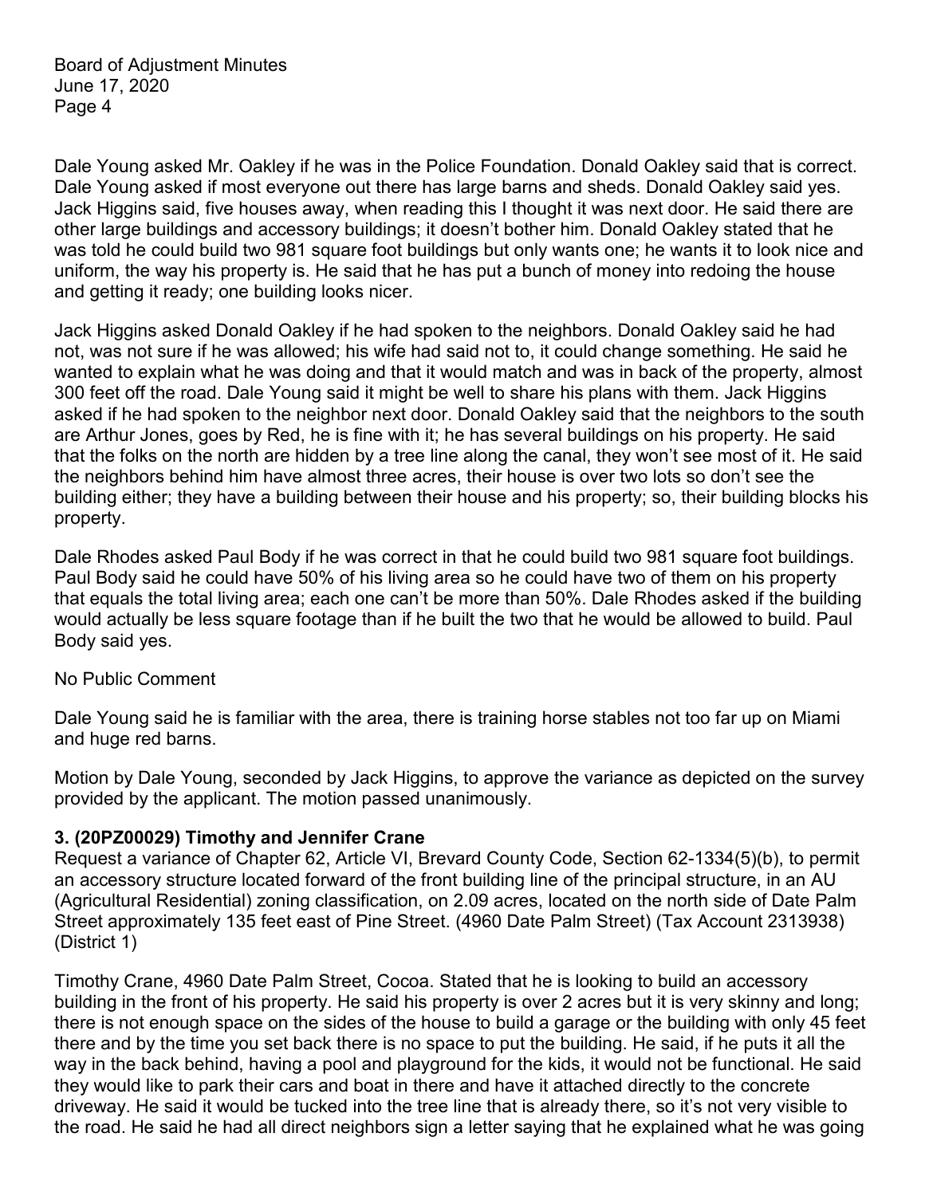Dale Young asked Mr. Oakley if he was in the Police Foundation. Donald Oakley said that is correct. Dale Young asked if most everyone out there has large barns and sheds. Donald Oakley said yes. Jack Higgins said, five houses away, when reading this I thought it was next door. He said there are other large buildings and accessory buildings; it doesn't bother him. Donald Oakley stated that he was told he could build two 981 square foot buildings but only wants one; he wants it to look nice and uniform, the way his property is. He said that he has put a bunch of money into redoing the house and getting it ready; one building looks nicer.

Jack Higgins asked Donald Oakley if he had spoken to the neighbors. Donald Oakley said he had not, was not sure if he was allowed; his wife had said not to, it could change something. He said he wanted to explain what he was doing and that it would match and was in back of the property, almost 300 feet off the road. Dale Young said it might be well to share his plans with them. Jack Higgins asked if he had spoken to the neighbor next door. Donald Oakley said that the neighbors to the south are Arthur Jones, goes by Red, he is fine with it; he has several buildings on his property. He said that the folks on the north are hidden by a tree line along the canal, they won't see most of it. He said the neighbors behind him have almost three acres, their house is over two lots so don't see the building either; they have a building between their house and his property; so, their building blocks his property.

Dale Rhodes asked Paul Body if he was correct in that he could build two 981 square foot buildings. Paul Body said he could have 50% of his living area so he could have two of them on his property that equals the total living area; each one can't be more than 50%. Dale Rhodes asked if the building would actually be less square footage than if he built the two that he would be allowed to build. Paul Body said yes.

No Public Comment

Dale Young said he is familiar with the area, there is training horse stables not too far up on Miami and huge red barns.

Motion by Dale Young, seconded by Jack Higgins, to approve the variance as depicted on the survey provided by the applicant. The motion passed unanimously.

**3. (20PZ00029) Timothy and Jennifer Crane**

Request a variance of Chapter 62, Article VI, Brevard County Code, Section 62-1334(5)(b), to permit an accessory structure located forward of the front building line of the principal structure, in an AU (Agricultural Residential) zoning classification, on 2.09 acres, located on the north side of Date Palm Street approximately 135 feet east of Pine Street. (4960 Date Palm Street) (Tax Account 2313938) (District 1)

Timothy Crane, 4960 Date Palm Street, Cocoa. Stated that he is looking to build an accessory building in the front of his property. He said his property is over 2 acres but it is very skinny and long; there is not enough space on the sides of the house to build a garage or the building with only 45 feet there and by the time you set back there is no space to put the building. He said, if he puts it all the way in the back behind, having a pool and playground for the kids, it would not be functional. He said they would like to park their cars and boat in there and have it attached directly to the concrete driveway. He said it would be tucked into the tree line that is already there, so it's not very visible to the road. He said he had all direct neighbors sign a letter saying that he explained what he was going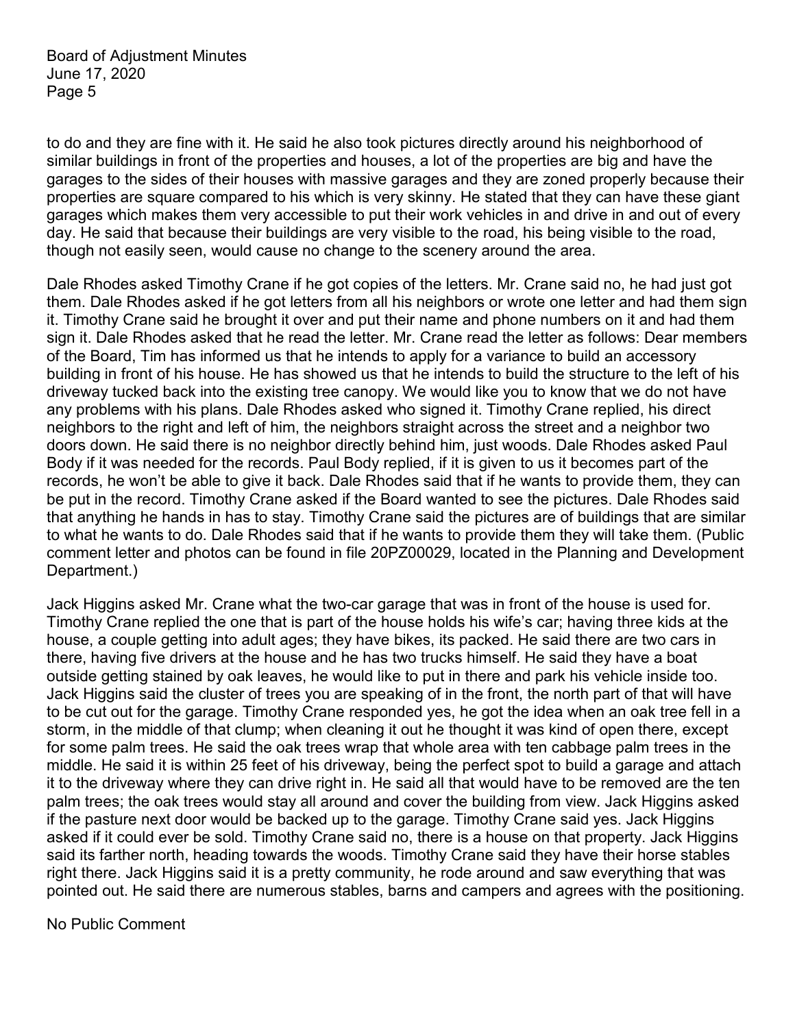to do and they are fine with it. He said he also took pictures directly around his neighborhood of similar buildings in front of the properties and houses, a lot of the properties are big and have the garages to the sides of their houses with massive garages and they are zoned properly because their properties are square compared to his which is very skinny. He stated that they can have these giant garages which makes them very accessible to put their work vehicles in and drive in and out of every day. He said that because their buildings are very visible to the road, his being visible to the road, though not easily seen, would cause no change to the scenery around the area.

Dale Rhodes asked Timothy Crane if he got copies of the letters. Mr. Crane said no, he had just got them. Dale Rhodes asked if he got letters from all his neighbors or wrote one letter and had them sign it. Timothy Crane said he brought it over and put their name and phone numbers on it and had them sign it. Dale Rhodes asked that he read the letter. Mr. Crane read the letter as follows: Dear members of the Board, Tim has informed us that he intends to apply for a variance to build an accessory building in front of his house. He has showed us that he intends to build the structure to the left of his driveway tucked back into the existing tree canopy. We would like you to know that we do not have any problems with his plans. Dale Rhodes asked who signed it. Timothy Crane replied, his direct neighbors to the right and left of him, the neighbors straight across the street and a neighbor two doors down. He said there is no neighbor directly behind him, just woods. Dale Rhodes asked Paul Body if it was needed for the records. Paul Body replied, if it is given to us it becomes part of the records, he won't be able to give it back. Dale Rhodes said that if he wants to provide them, they can be put in the record. Timothy Crane asked if the Board wanted to see the pictures. Dale Rhodes said that anything he hands in has to stay. Timothy Crane said the pictures are of buildings that are similar to what he wants to do. Dale Rhodes said that if he wants to provide them they will take them. (Public comment letter and photos can be found in file 20PZ00029, located in the Planning and Development Department.)

Jack Higgins asked Mr. Crane what the two-car garage that was in front of the house is used for. Timothy Crane replied the one that is part of the house holds his wife's car; having three kids at the house, a couple getting into adult ages; they have bikes, its packed. He said there are two cars in there, having five drivers at the house and he has two trucks himself. He said they have a boat outside getting stained by oak leaves, he would like to put in there and park his vehicle inside too. Jack Higgins said the cluster of trees you are speaking of in the front, the north part of that will have to be cut out for the garage. Timothy Crane responded yes, he got the idea when an oak tree fell in a storm, in the middle of that clump; when cleaning it out he thought it was kind of open there, except for some palm trees. He said the oak trees wrap that whole area with ten cabbage palm trees in the middle. He said it is within 25 feet of his driveway, being the perfect spot to build a garage and attach it to the driveway where they can drive right in. He said all that would have to be removed are the ten palm trees; the oak trees would stay all around and cover the building from view. Jack Higgins asked if the pasture next door would be backed up to the garage. Timothy Crane said yes. Jack Higgins asked if it could ever be sold. Timothy Crane said no, there is a house on that property. Jack Higgins said its farther north, heading towards the woods. Timothy Crane said they have their horse stables right there. Jack Higgins said it is a pretty community, he rode around and saw everything that was pointed out. He said there are numerous stables, barns and campers and agrees with the positioning.

No Public Comment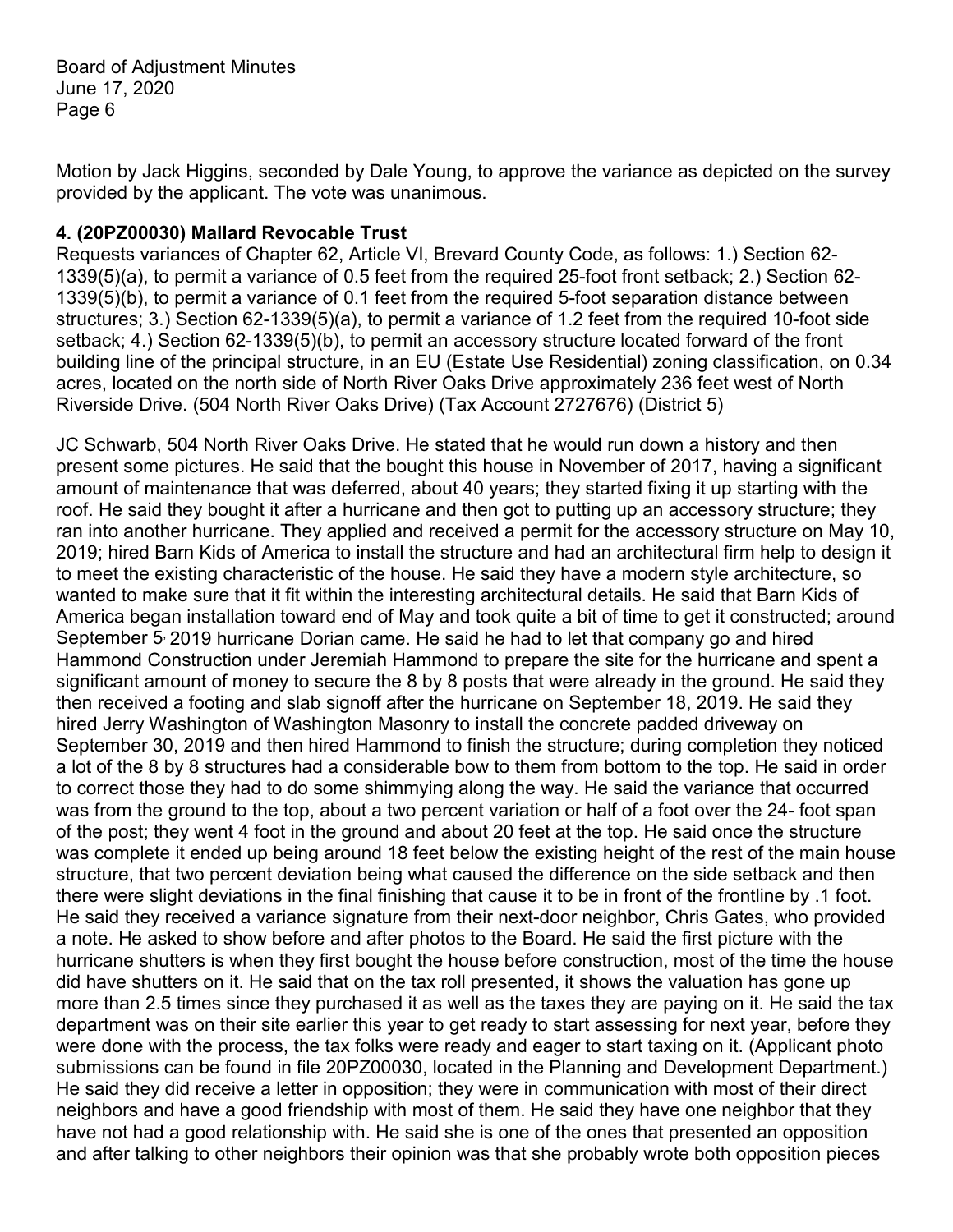Motion by Jack Higgins, seconded by Dale Young, to approve the variance as depicted on the survey provided by the applicant. The vote was unanimous.

**4. (20PZ00030) Mallard Revocable Trust**

Requests variances of Chapter 62, Article VI, Brevard County Code, as follows: 1.) Section 62-1339(5)(a), to permit a variance of 0.5 feet from the required 25-foot front setback; 2.) Section 62-1339(5)(b), to permit a variance of 0.1 feet from the required 5-foot separation distance between structures; 3.) Section 62-1339(5)(a), to permit a variance of 1.2 feet from the required 10-foot side setback; 4.) Section 62-1339(5)(b), to permit an accessory structure located forward of the front building line of the principal structure, in an EU (Estate Use Residential) zoning classification, on 0.34 acres, located on the north side of North River Oaks Drive approximately 236 feet west of North Riverside Drive. (504 North River Oaks Drive) (Tax Account 2727676) (District 5)

JC Schwarb, 504 North River Oaks Drive. He stated that he would run down a history and then present some pictures. He said that the bought this house in November of 2017, having a significant amount of maintenance that was deferred, about 40 years; they started fixing it up starting with the roof. He said they bought it after a hurricane and then got to putting up an accessory structure; they ran into another hurricane. They applied and received a permit for the accessory structure on May 10, 2019; hired Barn Kids of America to install the structure and had an architectural firm help to design it to meet the existing characteristic of the house. He said they have a modern style architecture, so wanted to make sure that it fit within the interesting architectural details. He said that Barn Kids of America began installation toward end of May and took quite a bit of time to get it constructed; around September 5, 2019 hurricane Dorian came. He said he had to let that company go and hired Hammond Construction under Jeremiah Hammond to prepare the site for the hurricane and spent a significant amount of money to secure the 8 by 8 posts that were already in the ground. He said they then received a footing and slab signoff after the hurricane on September 18, 2019. He said they hired Jerry Washington of Washington Masonry to install the concrete padded driveway on September 30, 2019 and then hired Hammond to finish the structure; during completion they noticed a lot of the 8 by 8 structures had a considerable bow to them from bottom to the top. He said in order to correct those they had to do some shimmying along the way. He said the variance that occurred was from the ground to the top, about a two percent variation or half of a foot over the 24- foot span of the post; they went 4 foot in the ground and about 20 feet at the top. He said once the structure was complete it ended up being around 18 feet below the existing height of the rest of the main house structure, that two percent deviation being what caused the difference on the side setback and then there were slight deviations in the final finishing that cause it to be in front of the frontline by .1 foot. He said they received a variance signature from their next-door neighbor, Chris Gates, who provided a note. He asked to show before and after photos to the Board. He said the first picture with the hurricane shutters is when they first bought the house before construction, most of the time the house did have shutters on it. He said that on the tax roll presented, it shows the valuation has gone up more than 2.5 times since they purchased it as well as the taxes they are paying on it. He said the tax department was on their site earlier this year to get ready to start assessing for next year, before they were done with the process, the tax folks were ready and eager to start taxing on it. (Applicant photo submissions can be found in file 20PZ00030, located in the Planning and Development Department.) He said they did receive a letter in opposition; they were in communication with most of their direct neighbors and have a good friendship with most of them. He said they have one neighbor that they have not had a good relationship with. He said she is one of the ones that presented an opposition and after talking to other neighbors their opinion was that she probably wrote both opposition pieces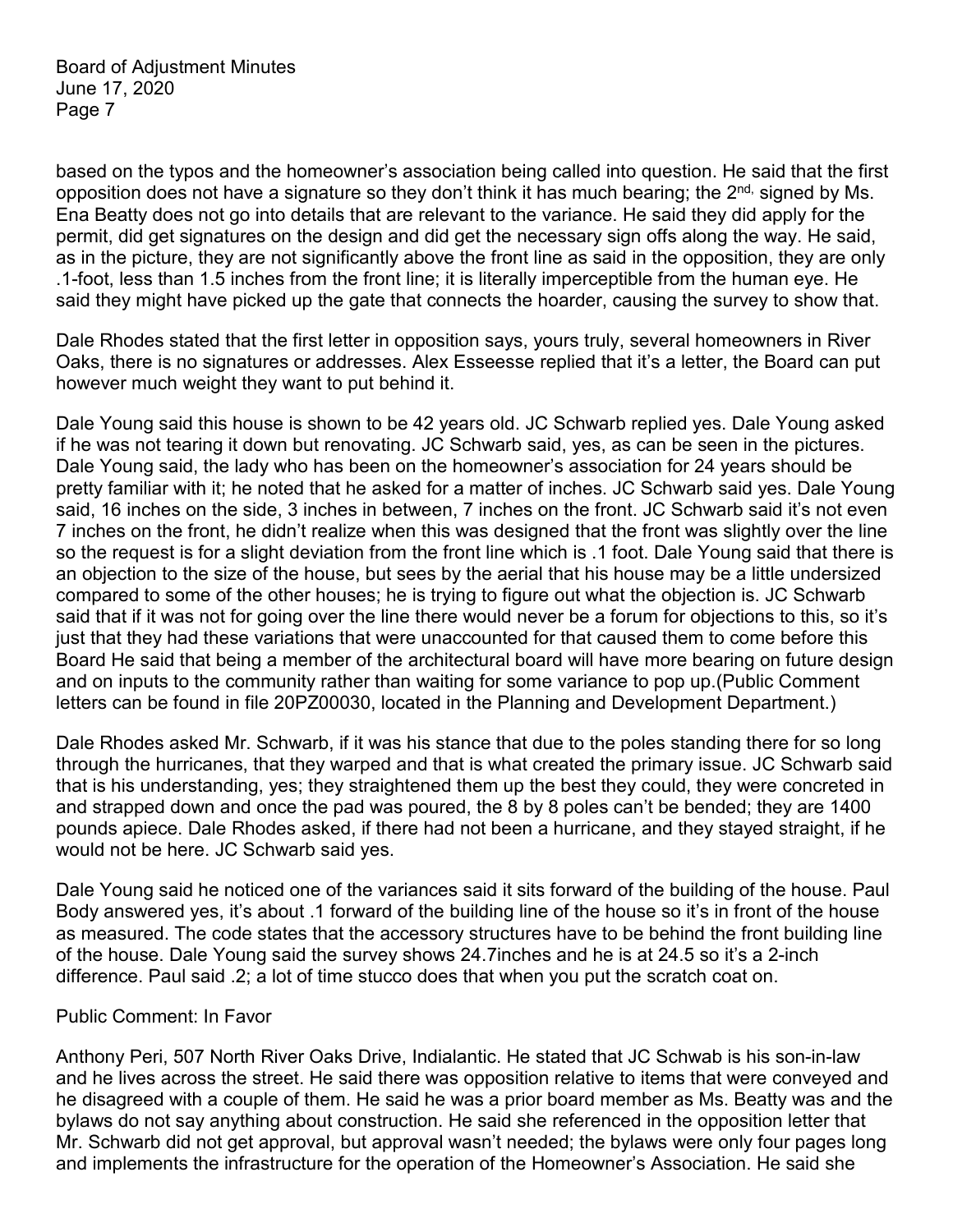based on the typos and the homeowner's association being called into question. He said that the first opposition does not have a signature so they don't think it has much bearing; the 2nd, signed by Ms. Ena Beatty does not go into details that are relevant to the variance. He said they did apply for the permit, did get signatures on the design and did get the necessary sign offs along the way. He said, as in the picture, they are not significantly above the front line as said in the opposition, they are only .1-foot, less than 1.5 inches from the front line; it is literally imperceptible from the human eye. He said they might have picked up the gate that connects the hoarder, causing the survey to show that.

Dale Rhodes stated that the first letter in opposition says, yours truly, several homeowners in River Oaks, there is no signatures or addresses. Alex Esseesse replied that it's a letter, the Board can put however much weight they want to put behind it.

Dale Young said this house is shown to be 42 years old. JC Schwarb replied yes. Dale Young asked if he was not tearing it down but renovating. JC Schwarb said, yes, as can be seen in the pictures. Dale Young said, the lady who has been on the homeowner's association for 24 years should be pretty familiar with it; he noted that he asked for a matter of inches. JC Schwarb said yes. Dale Young said, 16 inches on the side, 3 inches in between, 7 inches on the front. JC Schwarb said it's not even 7 inches on the front, he didn't realize when this was designed that the front was slightly over the line so the request is for a slight deviation from the front line which is .1 foot. Dale Young said that there is an objection to the size of the house, but sees by the aerial that his house may be a little undersized compared to some of the other houses; he is trying to figure out what the objection is. JC Schwarb said that if it was not for going over the line there would never be a forum for objections to this, so it's just that they had these variations that were unaccounted for that caused them to come before this Board He said that being a member of the architectural board will have more bearing on future design and on inputs to the community rather than waiting for some variance to pop up.(Public Comment letters can be found in file 20PZ00030, located in the Planning and Development Department.)

Dale Rhodes asked Mr. Schwarb, if it was his stance that due to the poles standing there for so long through the hurricanes, that they warped and that is what created the primary issue. JC Schwarb said that is his understanding, yes; they straightened them up the best they could, they were concreted in and strapped down and once the pad was poured, the 8 by 8 poles can't be bended; they are 1400 pounds apiece. Dale Rhodes asked, if there had not been a hurricane, and they stayed straight, if he would not be here. JC Schwarb said yes.

Dale Young said he noticed one of the variances said it sits forward of the building of the house. Paul Body answered yes, it's about .1 forward of the building line of the house so it's in front of the house as measured. The code states that the accessory structures have to be behind the front building line of the house. Dale Young said the survey shows 24.7inches and he is at 24.5 so it's a 2-inch difference. Paul said .2; a lot of time stucco does that when you put the scratch coat on.

Public Comment: In Favor

Anthony Peri, 507 North River Oaks Drive, Indialantic. He stated that JC Schwab is his son-in-law and he lives across the street. He said there was opposition relative to items that were conveyed and he disagreed with a couple of them. He said he was a prior board member as Ms. Beatty was and the bylaws do not say anything about construction. He said she referenced in the opposition letter that Mr. Schwarb did not get approval, but approval wasn't needed; the bylaws were only four pages long and implements the infrastructure for the operation of the Homeowner's Association. He said she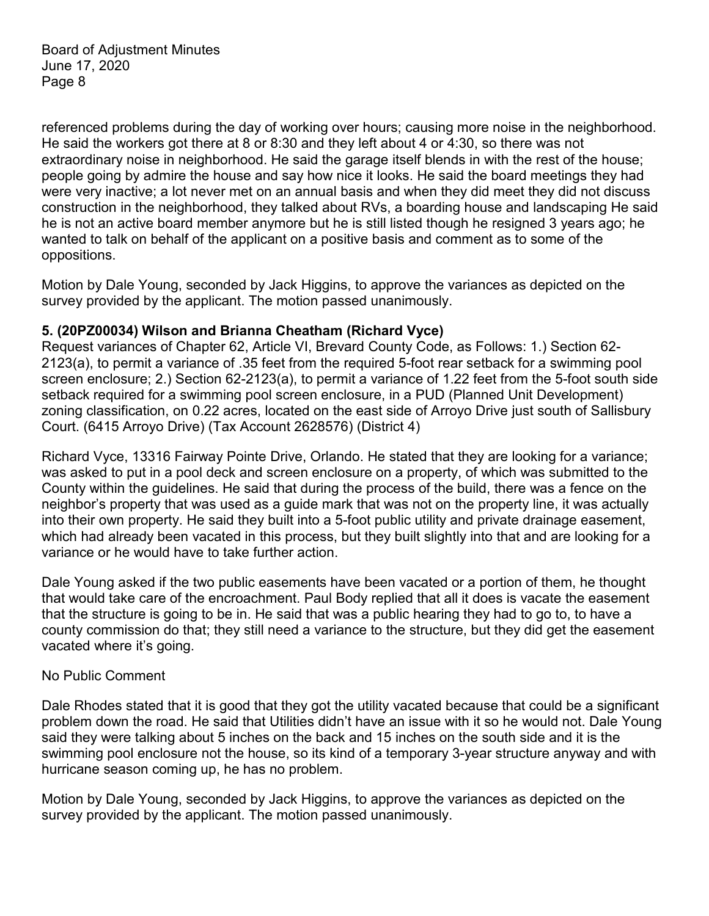referenced problems during the day of working over hours; causing more noise in the neighborhood. He said the workers got there at 8 or 8:30 and they left about 4 or 4:30, so there was not extraordinary noise in neighborhood. He said the garage itself blends in with the rest of the house; people going by admire the house and say how nice it looks. He said the board meetings they had were very inactive; a lot never met on an annual basis and when they did meet they did not discuss construction in the neighborhood, they talked about RVs, a boarding house and landscaping He said he is not an active board member anymore but he is still listed though he resigned 3 years ago; he wanted to talk on behalf of the applicant on a positive basis and comment as to some of the oppositions.

Motion by Dale Young, seconded by Jack Higgins, to approve the variances as depicted on the survey provided by the applicant. The motion passed unanimously.

**5. (20PZ00034) Wilson and Brianna Cheatham (Richard Vyce)**

Request variances of Chapter 62, Article VI, Brevard County Code, as Follows: 1.) Section 62-2123(a), to permit a variance of .35 feet from the required 5-foot rear setback for a swimming pool screen enclosure; 2.) Section 62-2123(a), to permit a variance of 1.22 feet from the 5-foot south side setback required for a swimming pool screen enclosure, in a PUD (Planned Unit Development) zoning classification, on 0.22 acres, located on the east side of Arroyo Drive just south of Sallisbury Court. (6415 Arroyo Drive) (Tax Account 2628576) (District 4)

Richard Vyce, 13316 Fairway Pointe Drive, Orlando. He stated that they are looking for a variance; was asked to put in a pool deck and screen enclosure on a property, of which was submitted to the County within the guidelines. He said that during the process of the build, there was a fence on the neighbor's property that was used as a guide mark that was not on the property line, it was actually into their own property. He said they built into a 5-foot public utility and private drainage easement, which had already been vacated in this process, but they built slightly into that and are looking for a variance or he would have to take further action.

Dale Young asked if the two public easements have been vacated or a portion of them, he thought that would take care of the encroachment. Paul Body replied that all it does is vacate the easement that the structure is going to be in. He said that was a public hearing they had to go to, to have a county commission do that; they still need a variance to the structure, but they did get the easement vacated where it's going.

No Public Comment

Dale Rhodes stated that it is good that they got the utility vacated because that could be a significant problem down the road. He said that Utilities didn't have an issue with it so he would not. Dale Young said they were talking about 5 inches on the back and 15 inches on the south side and it is the swimming pool enclosure not the house, so its kind of a temporary 3-year structure anyway and with hurricane season coming up, he has no problem.

Motion by Dale Young, seconded by Jack Higgins, to approve the variances as depicted on the survey provided by the applicant. The motion passed unanimously.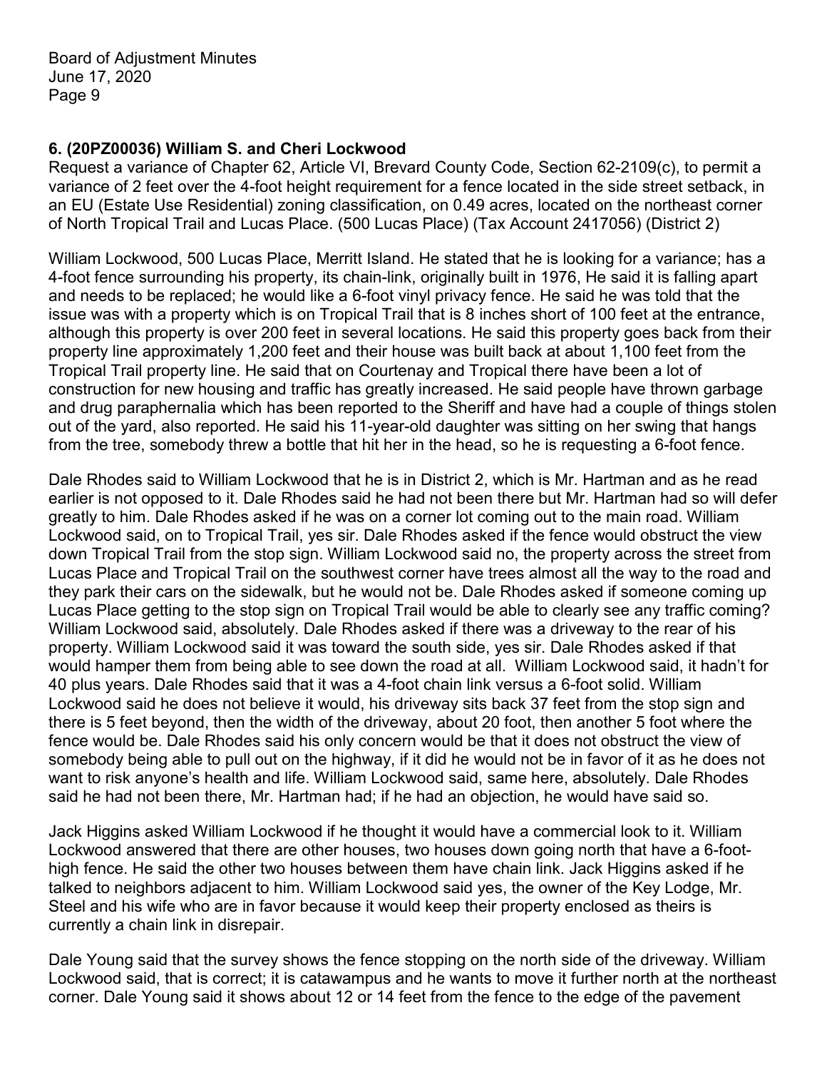**6. (20PZ00036) William S. and Cheri Lockwood**

Request a variance of Chapter 62, Article VI, Brevard County Code, Section 62-2109(c), to permit a variance of 2 feet over the 4-foot height requirement for a fence located in the side street setback, in an EU (Estate Use Residential) zoning classification, on 0.49 acres, located on the northeast corner of North Tropical Trail and Lucas Place. (500 Lucas Place) (Tax Account 2417056) (District 2)

William Lockwood, 500 Lucas Place, Merritt Island. He stated that he is looking for a variance; has a 4-foot fence surrounding his property, its chain-link, originally built in 1976, He said it is falling apart and needs to be replaced; he would like a 6-foot vinyl privacy fence. He said he was told that the issue was with a property which is on Tropical Trail that is 8 inches short of 100 feet at the entrance, although this property is over 200 feet in several locations. He said this property goes back from their property line approximately 1,200 feet and their house was built back at about 1,100 feet from the Tropical Trail property line. He said that on Courtenay and Tropical there have been a lot of construction for new housing and traffic has greatly increased. He said people have thrown garbage and drug paraphernalia which has been reported to the Sheriff and have had a couple of things stolen out of the yard, also reported. He said his 11-year-old daughter was sitting on her swing that hangs from the tree, somebody threw a bottle that hit her in the head, so he is requesting a 6-foot fence.

Dale Rhodes said to William Lockwood that he is in District 2, which is Mr. Hartman and as he read earlier is not opposed to it. Dale Rhodes said he had not been there but Mr. Hartman had so will defer greatly to him. Dale Rhodes asked if he was on a corner lot coming out to the main road. William Lockwood said, on to Tropical Trail, yes sir. Dale Rhodes asked if the fence would obstruct the view down Tropical Trail from the stop sign. William Lockwood said no, the property across the street from Lucas Place and Tropical Trail on the southwest corner have trees almost all the way to the road and they park their cars on the sidewalk, but he would not be. Dale Rhodes asked if someone coming up Lucas Place getting to the stop sign on Tropical Trail would be able to clearly see any traffic coming? William Lockwood said, absolutely. Dale Rhodes asked if there was a driveway to the rear of his property. William Lockwood said it was toward the south side, yes sir. Dale Rhodes asked if that would hamper them from being able to see down the road at all. William Lockwood said, it hadn't for 40 plus years. Dale Rhodes said that it was a 4-foot chain link versus a 6-foot solid. William Lockwood said he does not believe it would, his driveway sits back 37 feet from the stop sign and there is 5 feet beyond, then the width of the driveway, about 20 foot, then another 5 foot where the fence would be. Dale Rhodes said his only concern would be that it does not obstruct the view of somebody being able to pull out on the highway, if it did he would not be in favor of it as he does not want to risk anyone's health and life. William Lockwood said, same here, absolutely. Dale Rhodes said he had not been there, Mr. Hartman had; if he had an objection, he would have said so.

Jack Higgins asked William Lockwood if he thought it would have a commercial look to it. William Lockwood answered that there are other houses, two houses down going north that have a 6-foot-high fence. He said the other two houses between them have chain link. Jack Higgins asked if he talked to neighbors adjacent to him. William Lockwood said yes, the owner of the Key Lodge, Mr. Steel and his wife who are in favor because it would keep their property enclosed as theirs is currently a chain link in disrepair.

Dale Young said that the survey shows the fence stopping on the north side of the driveway. William Lockwood said, that is correct; it is catawampus and he wants to move it further north at the northeast corner. Dale Young said it shows about 12 or 14 feet from the fence to the edge of the pavement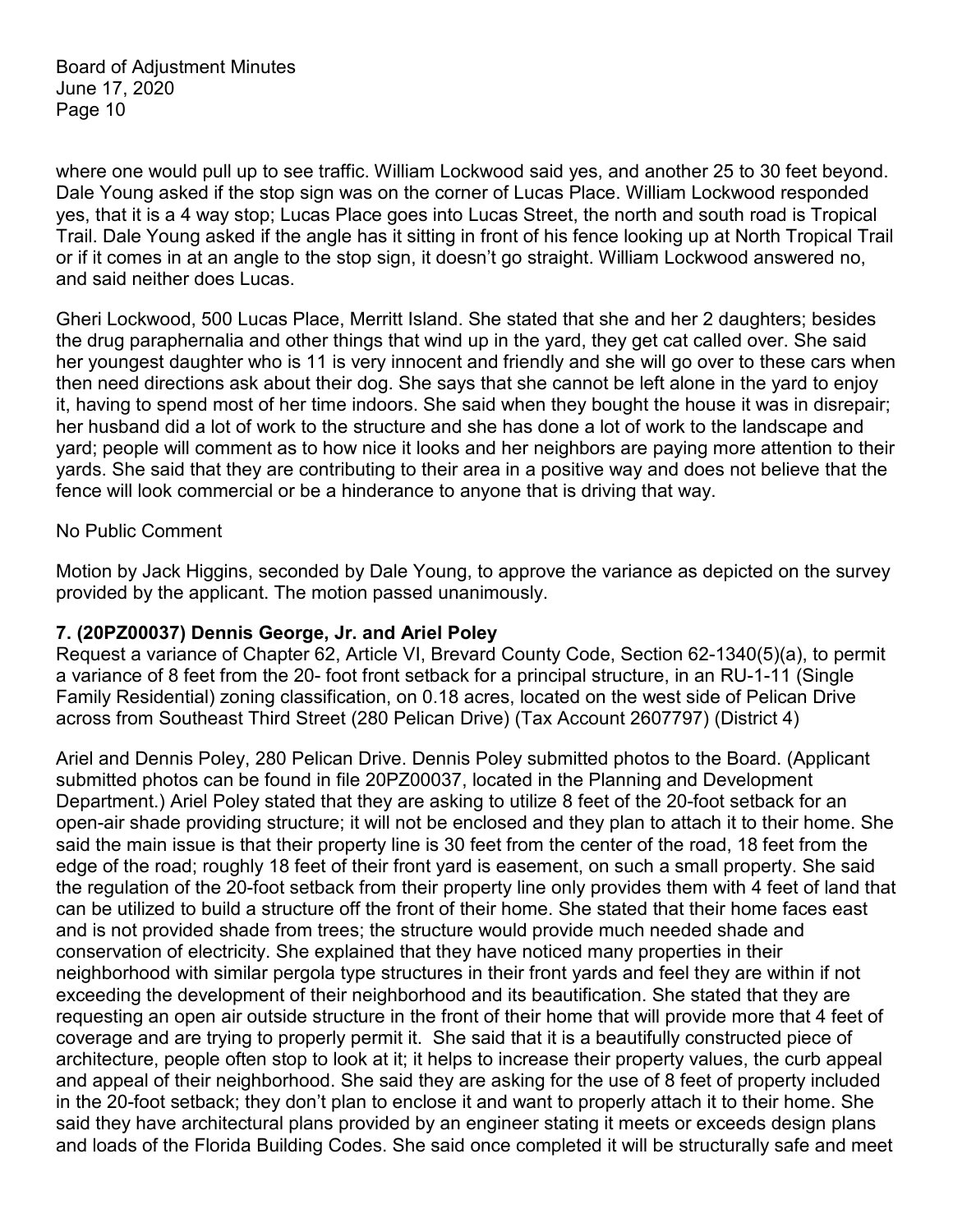where one would pull up to see traffic. William Lockwood said yes, and another 25 to 30 feet beyond. Dale Young asked if the stop sign was on the corner of Lucas Place. William Lockwood responded yes, that it is a 4 way stop; Lucas Place goes into Lucas Street, the north and south road is Tropical Trail. Dale Young asked if the angle has it sitting in front of his fence looking up at North Tropical Trail or if it comes in at an angle to the stop sign, it doesn't go straight. William Lockwood answered no, and said neither does Lucas.

Gheri Lockwood, 500 Lucas Place, Merritt Island. She stated that she and her 2 daughters; besides the drug paraphernalia and other things that wind up in the yard, they get cat called over. She said her youngest daughter who is 11 is very innocent and friendly and she will go over to these cars when then need directions ask about their dog. She says that she cannot be left alone in the yard to enjoy it, having to spend most of her time indoors. She said when they bought the house it was in disrepair; her husband did a lot of work to the structure and she has done a lot of work to the landscape and yard; people will comment as to how nice it looks and her neighbors are paying more attention to their yards. She said that they are contributing to their area in a positive way and does not believe that the fence will look commercial or be a hinderance to anyone that is driving that way.

No Public Comment

Motion by Jack Higgins, seconded by Dale Young, to approve the variance as depicted on the survey provided by the applicant. The motion passed unanimously.

**7. (20PZ00037) Dennis George, Jr. and Ariel Poley**

Request a variance of Chapter 62, Article VI, Brevard County Code, Section 62-1340(5)(a), to permit a variance of 8 feet from the 20- foot front setback for a principal structure, in an RU-1-11 (Single Family Residential) zoning classification, on 0.18 acres, located on the west side of Pelican Drive across from Southeast Third Street (280 Pelican Drive) (Tax Account 2607797) (District 4)

Ariel and Dennis Poley, 280 Pelican Drive. Dennis Poley submitted photos to the Board. (Applicant submitted photos can be found in file 20PZ00037, located in the Planning and Development Department.) Ariel Poley stated that they are asking to utilize 8 feet of the 20-foot setback for an open-air shade providing structure; it will not be enclosed and they plan to attach it to their home. She said the main issue is that their property line is 30 feet from the center of the road, 18 feet from the edge of the road; roughly 18 feet of their front yard is easement, on such a small property. She said the regulation of the 20-foot setback from their property line only provides them with 4 feet of land that can be utilized to build a structure off the front of their home. She stated that their home faces east and is not provided shade from trees; the structure would provide much needed shade and conservation of electricity. She explained that they have noticed many properties in their neighborhood with similar pergola type structures in their front yards and feel they are within if not exceeding the development of their neighborhood and its beautification. She stated that they are requesting an open air outside structure in the front of their home that will provide more that 4 feet of coverage and are trying to properly permit it. She said that it is a beautifully constructed piece of architecture, people often stop to look at it; it helps to increase their property values, the curb appeal and appeal of their neighborhood. She said they are asking for the use of 8 feet of property included in the 20-foot setback; they don't plan to enclose it and want to properly attach it to their home. She said they have architectural plans provided by an engineer stating it meets or exceeds design plans and loads of the Florida Building Codes. She said once completed it will be structurally safe and meet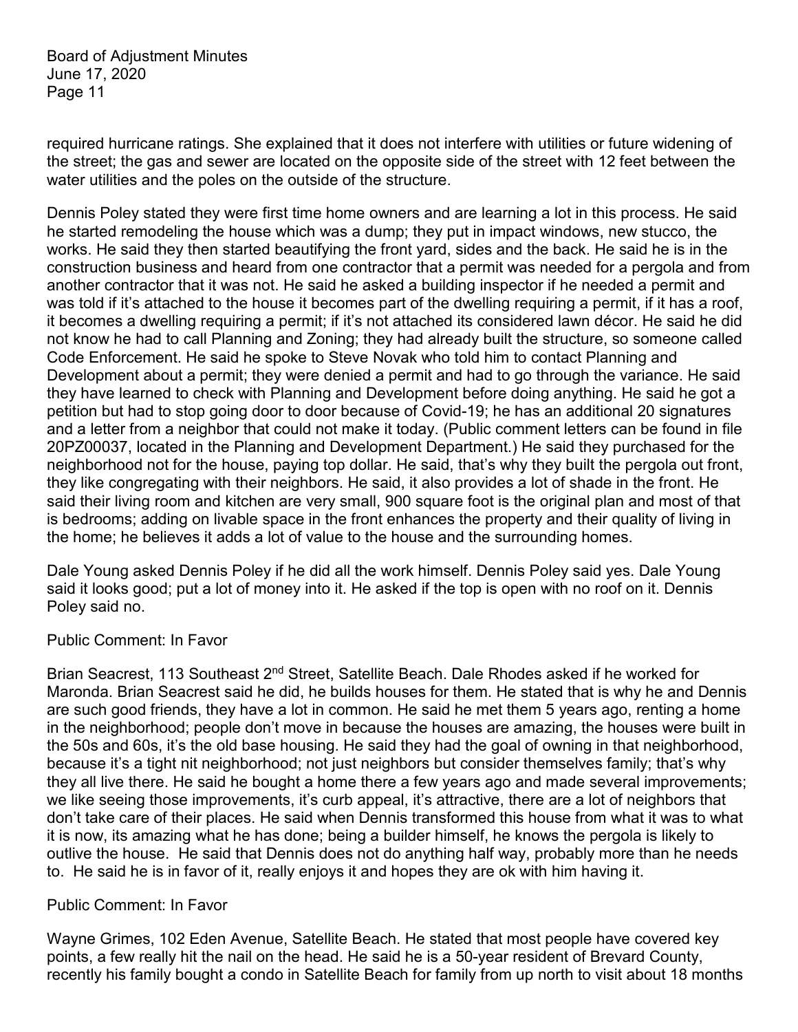required hurricane ratings. She explained that it does not interfere with utilities or future widening of the street; the gas and sewer are located on the opposite side of the street with 12 feet between the water utilities and the poles on the outside of the structure.

Dennis Poley stated they were first time home owners and are learning a lot in this process. He said he started remodeling the house which was a dump; they put in impact windows, new stucco, the works. He said they then started beautifying the front yard, sides and the back. He said he is in the construction business and heard from one contractor that a permit was needed for a pergola and from another contractor that it was not. He said he asked a building inspector if he needed a permit and was told if it's attached to the house it becomes part of the dwelling requiring a permit, if it has a roof, it becomes a dwelling requiring a permit; if it's not attached its considered lawn décor. He said he did not know he had to call Planning and Zoning; they had already built the structure, so someone called Code Enforcement. He said he spoke to Steve Novak who told him to contact Planning and Development about a permit; they were denied a permit and had to go through the variance. He said they have learned to check with Planning and Development before doing anything. He said he got a petition but had to stop going door to door because of Covid-19; he has an additional 20 signatures and a letter from a neighbor that could not make it today. (Public comment letters can be found in file 20PZ00037, located in the Planning and Development Department.) He said they purchased for the neighborhood not for the house, paying top dollar. He said, that's why they built the pergola out front, they like congregating with their neighbors. He said, it also provides a lot of shade in the front. He said their living room and kitchen are very small, 900 square foot is the original plan and most of that is bedrooms; adding on livable space in the front enhances the property and their quality of living in the home; he believes it adds a lot of value to the house and the surrounding homes.

Dale Young asked Dennis Poley if he did all the work himself. Dennis Poley said yes. Dale Young said it looks good; put a lot of money into it. He asked if the top is open with no roof on it. Dennis Poley said no.

Public Comment: In Favor

Brian Seacrest, 113 Southeast 2nd Street, Satellite Beach. Dale Rhodes asked if he worked for Maronda. Brian Seacrest said he did, he builds houses for them. He stated that is why he and Dennis are such good friends, they have a lot in common. He said he met them 5 years ago, renting a home in the neighborhood; people don't move in because the houses are amazing, the houses were built in the 50s and 60s, it's the old base housing. He said they had the goal of owning in that neighborhood, because it's a tight nit neighborhood; not just neighbors but consider themselves family; that's why they all live there. He said he bought a home there a few years ago and made several improvements; we like seeing those improvements, it's curb appeal, it's attractive, there are a lot of neighbors that don't take care of their places. He said when Dennis transformed this house from what it was to what it is now, its amazing what he has done; being a builder himself, he knows the pergola is likely to outlive the house. He said that Dennis does not do anything half way, probably more than he needs to. He said he is in favor of it, really enjoys it and hopes they are ok with him having it.

Public Comment: In Favor

Wayne Grimes, 102 Eden Avenue, Satellite Beach. He stated that most people have covered key points, a few really hit the nail on the head. He said he is a 50-year resident of Brevard County, recently his family bought a condo in Satellite Beach for family from up north to visit about 18 months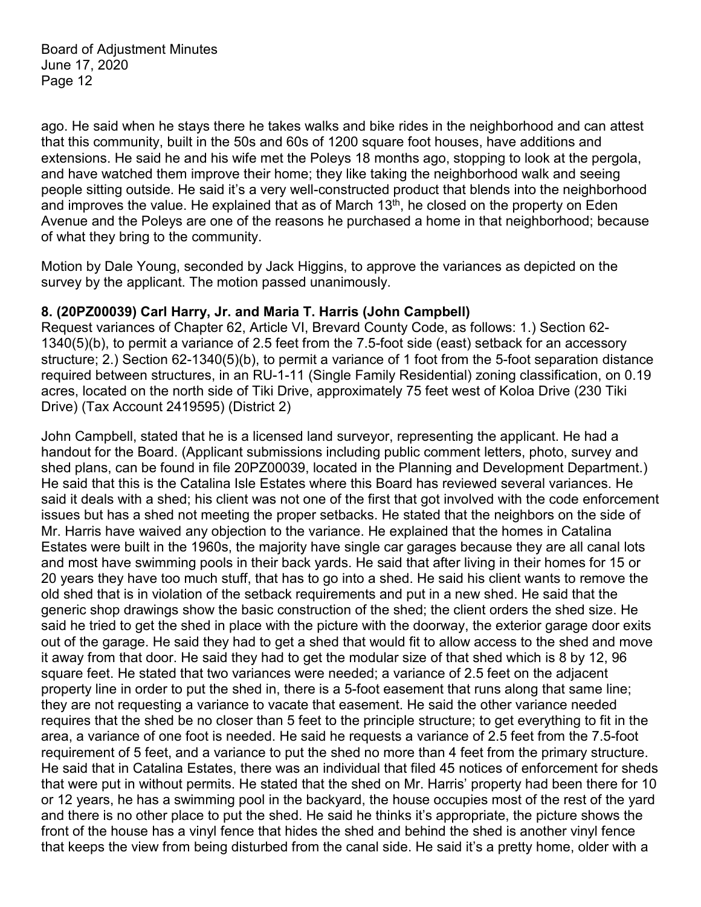ago. He said when he stays there he takes walks and bike rides in the neighborhood and can attest that this community, built in the 50s and 60s of 1200 square foot houses, have additions and extensions. He said he and his wife met the Poleys 18 months ago, stopping to look at the pergola, and have watched them improve their home; they like taking the neighborhood walk and seeing people sitting outside. He said it's a very well-constructed product that blends into the neighborhood and improves the value. He explained that as of March 13th, he closed on the property on Eden Avenue and the Poleys are one of the reasons he purchased a home in that neighborhood; because of what they bring to the community.

Motion by Dale Young, seconded by Jack Higgins, to approve the variances as depicted on the survey by the applicant. The motion passed unanimously.

**8. (20PZ00039) Carl Harry, Jr. and Maria T. Harris (John Campbell)**
Request variances of Chapter 62, Article VI, Brevard County Code, as follows: 1.) Section 62-1340(5)(b), to permit a variance of 2.5 feet from the 7.5-foot side (east) setback for an accessory structure; 2.) Section 62-1340(5)(b), to permit a variance of 1 foot from the 5-foot separation distance required between structures, in an RU-1-11 (Single Family Residential) zoning classification, on 0.19 acres, located on the north side of Tiki Drive, approximately 75 feet west of Koloa Drive (230 Tiki Drive) (Tax Account 2419595) (District 2)

John Campbell, stated that he is a licensed land surveyor, representing the applicant. He had a handout for the Board. (Applicant submissions including public comment letters, photo, survey and shed plans, can be found in file 20PZ00039, located in the Planning and Development Department.) He said that this is the Catalina Isle Estates where this Board has reviewed several variances. He said it deals with a shed; his client was not one of the first that got involved with the code enforcement issues but has a shed not meeting the proper setbacks. He stated that the neighbors on the side of Mr. Harris have waived any objection to the variance. He explained that the homes in Catalina Estates were built in the 1960s, the majority have single car garages because they are all canal lots and most have swimming pools in their back yards. He said that after living in their homes for 15 or 20 years they have too much stuff, that has to go into a shed. He said his client wants to remove the old shed that is in violation of the setback requirements and put in a new shed. He said that the generic shop drawings show the basic construction of the shed; the client orders the shed size. He said he tried to get the shed in place with the picture with the doorway, the exterior garage door exits out of the garage. He said they had to get a shed that would fit to allow access to the shed and move it away from that door. He said they had to get the modular size of that shed which is 8 by 12, 96 square feet. He stated that two variances were needed; a variance of 2.5 feet on the adjacent property line in order to put the shed in, there is a 5-foot easement that runs along that same line; they are not requesting a variance to vacate that easement. He said the other variance needed requires that the shed be no closer than 5 feet to the principle structure; to get everything to fit in the area, a variance of one foot is needed. He said he requests a variance of 2.5 feet from the 7.5-foot requirement of 5 feet, and a variance to put the shed no more than 4 feet from the primary structure. He said that in Catalina Estates, there was an individual that filed 45 notices of enforcement for sheds that were put in without permits. He stated that the shed on Mr. Harris' property had been there for 10 or 12 years, he has a swimming pool in the backyard, the house occupies most of the rest of the yard and there is no other place to put the shed. He said he thinks it's appropriate, the picture shows the front of the house has a vinyl fence that hides the shed and behind the shed is another vinyl fence that keeps the view from being disturbed from the canal side. He said it's a pretty home, older with a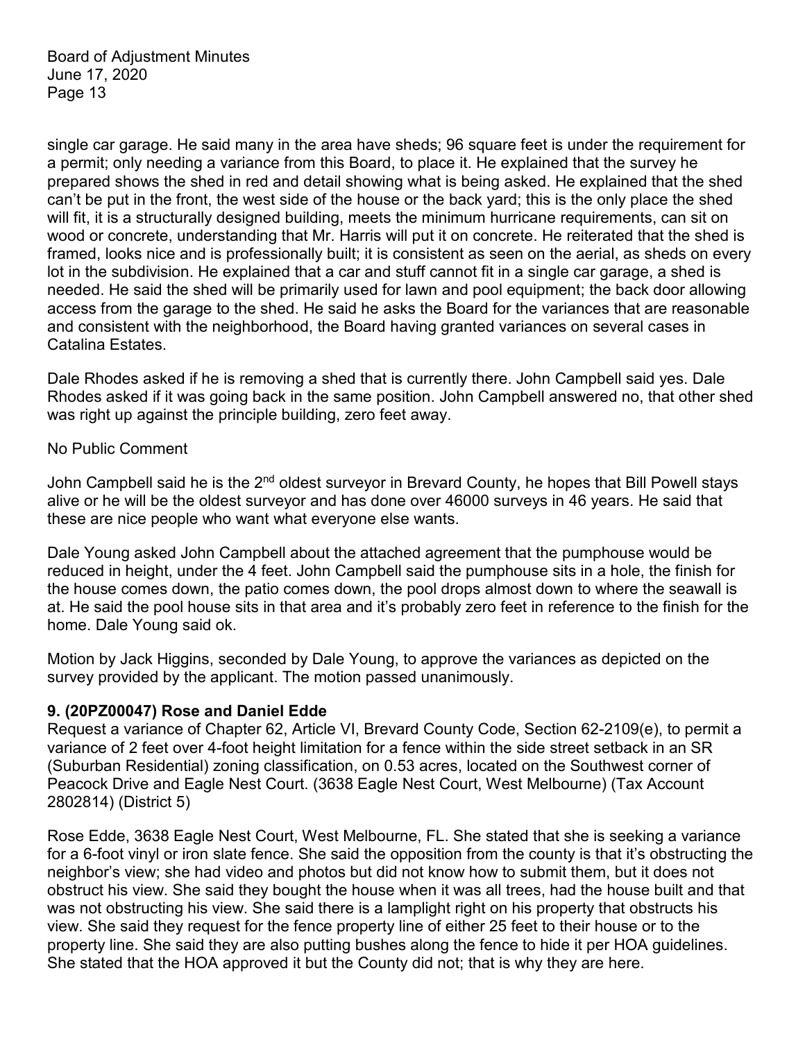single car garage. He said many in the area have sheds; 96 square feet is under the requirement for a permit; only needing a variance from this Board, to place it. He explained that the survey he prepared shows the shed in red and detail showing what is being asked. He explained that the shed can't be put in the front, the west side of the house or the back yard; this is the only place the shed will fit, it is a structurally designed building, meets the minimum hurricane requirements, can sit on wood or concrete, understanding that Mr. Harris will put it on concrete. He reiterated that the shed is framed, looks nice and is professionally built; it is consistent as seen on the aerial, as sheds on every lot in the subdivision. He explained that a car and stuff cannot fit in a single car garage, a shed is needed. He said the shed will be primarily used for lawn and pool equipment; the back door allowing access from the garage to the shed. He said he asks the Board for the variances that are reasonable and consistent with the neighborhood, the Board having granted variances on several cases in Catalina Estates.

Dale Rhodes asked if he is removing a shed that is currently there. John Campbell said yes. Dale Rhodes asked if it was going back in the same position. John Campbell answered no, that other shed was right up against the principle building, zero feet away.

No Public Comment

John Campbell said he is the 2nd oldest surveyor in Brevard County, he hopes that Bill Powell stays alive or he will be the oldest surveyor and has done over 46000 surveys in 46 years. He said that these are nice people who want what everyone else wants.

Dale Young asked John Campbell about the attached agreement that the pumphouse would be reduced in height, under the 4 feet. John Campbell said the pumphouse sits in a hole, the finish for the house comes down, the patio comes down, the pool drops almost down to where the seawall is at. He said the pool house sits in that area and it's probably zero feet in reference to the finish for the home. Dale Young said ok.

Motion by Jack Higgins, seconded by Dale Young, to approve the variances as depicted on the survey provided by the applicant. The motion passed unanimously.

**9. (20PZ00047) Rose and Daniel Edde**

Request a variance of Chapter 62, Article VI, Brevard County Code, Section 62-2109(e), to permit a variance of 2 feet over 4-foot height limitation for a fence within the side street setback in an SR (Suburban Residential) zoning classification, on 0.53 acres, located on the Southwest corner of Peacock Drive and Eagle Nest Court. (3638 Eagle Nest Court, West Melbourne) (Tax Account 2802814) (District 5)

Rose Edde, 3638 Eagle Nest Court, West Melbourne, FL. She stated that she is seeking a variance for a 6-foot vinyl or iron slate fence. She said the opposition from the county is that it's obstructing the neighbor's view; she had video and photos but did not know how to submit them, but it does not obstruct his view. She said they bought the house when it was all trees, had the house built and that was not obstructing his view. She said there is a lamplight right on his property that obstructs his view. She said they request for the fence property line of either 25 feet to their house or to the property line. She said they are also putting bushes along the fence to hide it per HOA guidelines. She stated that the HOA approved it but the County did not; that is why they are here.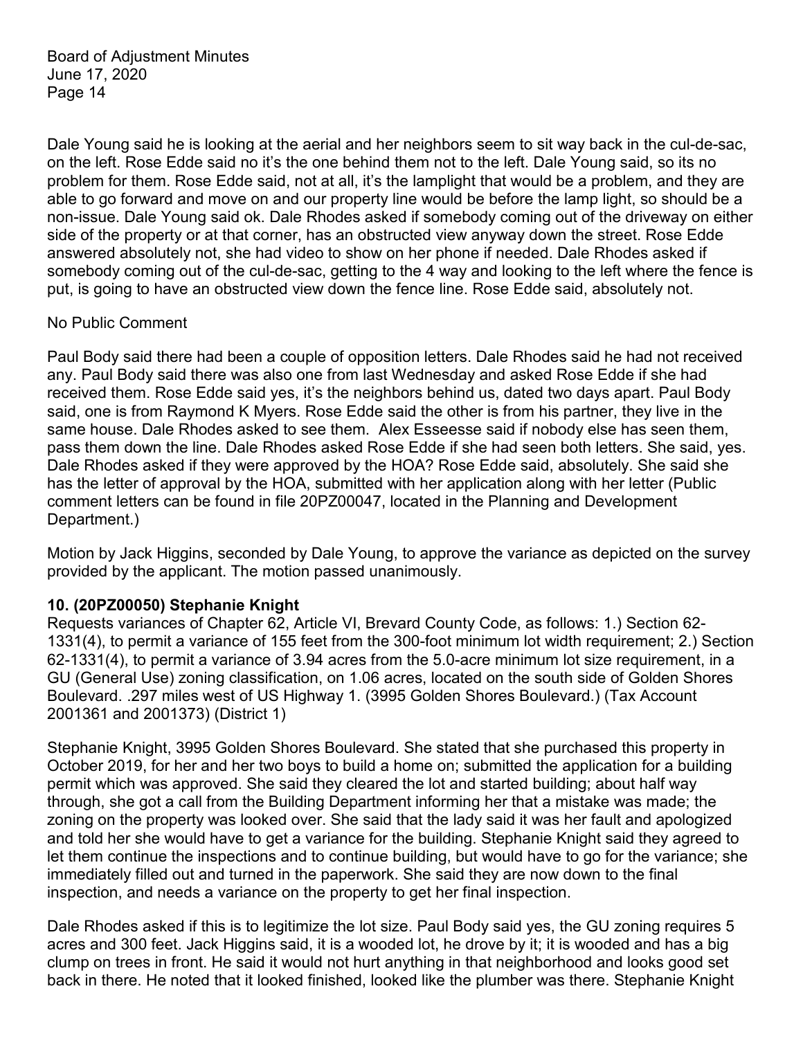Dale Young said he is looking at the aerial and her neighbors seem to sit way back in the cul-de-sac, on the left. Rose Edde said no it's the one behind them not to the left. Dale Young said, so its no problem for them. Rose Edde said, not at all, it's the lamplight that would be a problem, and they are able to go forward and move on and our property line would be before the lamp light, so should be a non-issue. Dale Young said ok. Dale Rhodes asked if somebody coming out of the driveway on either side of the property or at that corner, has an obstructed view anyway down the street. Rose Edde answered absolutely not, she had video to show on her phone if needed. Dale Rhodes asked if somebody coming out of the cul-de-sac, getting to the 4 way and looking to the left where the fence is put, is going to have an obstructed view down the fence line. Rose Edde said, absolutely not.

No Public Comment

Paul Body said there had been a couple of opposition letters. Dale Rhodes said he had not received any. Paul Body said there was also one from last Wednesday and asked Rose Edde if she had received them. Rose Edde said yes, it's the neighbors behind us, dated two days apart. Paul Body said, one is from Raymond K Myers. Rose Edde said the other is from his partner, they live in the same house. Dale Rhodes asked to see them. Alex Esseesse said if nobody else has seen them, pass them down the line. Dale Rhodes asked Rose Edde if she had seen both letters. She said, yes. Dale Rhodes asked if they were approved by the HOA? Rose Edde said, absolutely. She said she has the letter of approval by the HOA, submitted with her application along with her letter (Public comment letters can be found in file 20PZ00047, located in the Planning and Development Department.)

Motion by Jack Higgins, seconded by Dale Young, to approve the variance as depicted on the survey provided by the applicant. The motion passed unanimously.

**10. (20PZ00050) Stephanie Knight**

Requests variances of Chapter 62, Article VI, Brevard County Code, as follows: 1.) Section 62-1331(4), to permit a variance of 155 feet from the 300-foot minimum lot width requirement; 2.) Section 62-1331(4), to permit a variance of 3.94 acres from the 5.0-acre minimum lot size requirement, in a GU (General Use) zoning classification, on 1.06 acres, located on the south side of Golden Shores Boulevard. .297 miles west of US Highway 1. (3995 Golden Shores Boulevard.) (Tax Account 2001361 and 2001373) (District 1)

Stephanie Knight, 3995 Golden Shores Boulevard. She stated that she purchased this property in October 2019, for her and her two boys to build a home on; submitted the application for a building permit which was approved. She said they cleared the lot and started building; about half way through, she got a call from the Building Department informing her that a mistake was made; the zoning on the property was looked over. She said that the lady said it was her fault and apologized and told her she would have to get a variance for the building. Stephanie Knight said they agreed to let them continue the inspections and to continue building, but would have to go for the variance; she immediately filled out and turned in the paperwork. She said they are now down to the final inspection, and needs a variance on the property to get her final inspection.

Dale Rhodes asked if this is to legitimize the lot size. Paul Body said yes, the GU zoning requires 5 acres and 300 feet. Jack Higgins said, it is a wooded lot, he drove by it; it is wooded and has a big clump on trees in front. He said it would not hurt anything in that neighborhood and looks good set back in there. He noted that it looked finished, looked like the plumber was there. Stephanie Knight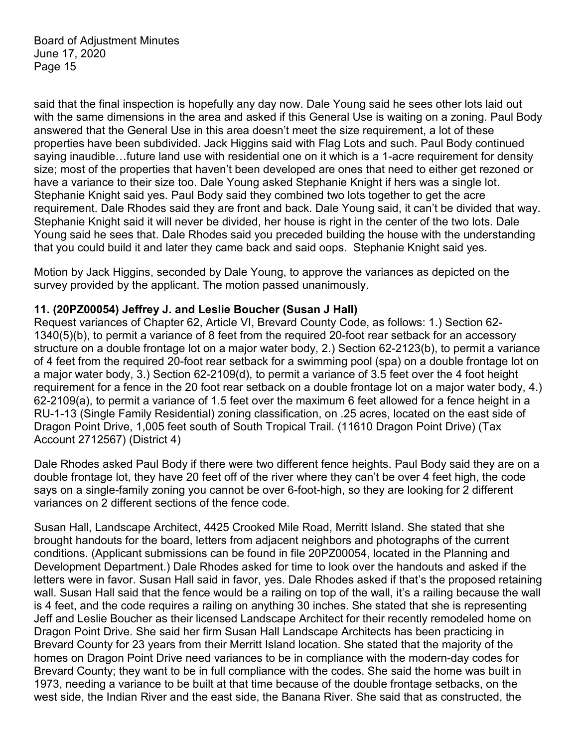said that the final inspection is hopefully any day now. Dale Young said he sees other lots laid out with the same dimensions in the area and asked if this General Use is waiting on a zoning. Paul Body answered that the General Use in this area doesn't meet the size requirement, a lot of these properties have been subdivided. Jack Higgins said with Flag Lots and such. Paul Body continued saying inaudible…future land use with residential one on it which is a 1-acre requirement for density size; most of the properties that haven't been developed are ones that need to either get rezoned or have a variance to their size too. Dale Young asked Stephanie Knight if hers was a single lot. Stephanie Knight said yes. Paul Body said they combined two lots together to get the acre requirement. Dale Rhodes said they are front and back. Dale Young said, it can't be divided that way. Stephanie Knight said it will never be divided, her house is right in the center of the two lots. Dale Young said he sees that. Dale Rhodes said you preceded building the house with the understanding that you could build it and later they came back and said oops. Stephanie Knight said yes.

Motion by Jack Higgins, seconded by Dale Young, to approve the variances as depicted on the survey provided by the applicant. The motion passed unanimously.

**11. (20PZ00054) Jeffrey J. and Leslie Boucher (Susan J Hall)**
Request variances of Chapter 62, Article VI, Brevard County Code, as follows: 1.) Section 62-1340(5)(b), to permit a variance of 8 feet from the required 20-foot rear setback for an accessory structure on a double frontage lot on a major water body, 2.) Section 62-2123(b), to permit a variance of 4 feet from the required 20-foot rear setback for a swimming pool (spa) on a double frontage lot on a major water body, 3.) Section 62-2109(d), to permit a variance of 3.5 feet over the 4 foot height requirement for a fence in the 20 foot rear setback on a double frontage lot on a major water body, 4.) 62-2109(a), to permit a variance of 1.5 feet over the maximum 6 feet allowed for a fence height in a RU-1-13 (Single Family Residential) zoning classification, on .25 acres, located on the east side of Dragon Point Drive, 1,005 feet south of South Tropical Trail. (11610 Dragon Point Drive) (Tax Account 2712567) (District 4)

Dale Rhodes asked Paul Body if there were two different fence heights. Paul Body said they are on a double frontage lot, they have 20 feet off of the river where they can't be over 4 feet high, the code says on a single-family zoning you cannot be over 6-foot-high, so they are looking for 2 different variances on 2 different sections of the fence code.

Susan Hall, Landscape Architect, 4425 Crooked Mile Road, Merritt Island. She stated that she brought handouts for the board, letters from adjacent neighbors and photographs of the current conditions. (Applicant submissions can be found in file 20PZ00054, located in the Planning and Development Department.) Dale Rhodes asked for time to look over the handouts and asked if the letters were in favor. Susan Hall said in favor, yes. Dale Rhodes asked if that's the proposed retaining wall. Susan Hall said that the fence would be a railing on top of the wall, it's a railing because the wall is 4 feet, and the code requires a railing on anything 30 inches. She stated that she is representing Jeff and Leslie Boucher as their licensed Landscape Architect for their recently remodeled home on Dragon Point Drive. She said her firm Susan Hall Landscape Architects has been practicing in Brevard County for 23 years from their Merritt Island location. She stated that the majority of the homes on Dragon Point Drive need variances to be in compliance with the modern-day codes for Brevard County; they want to be in full compliance with the codes. She said the home was built in 1973, needing a variance to be built at that time because of the double frontage setbacks, on the west side, the Indian River and the east side, the Banana River. She said that as constructed, the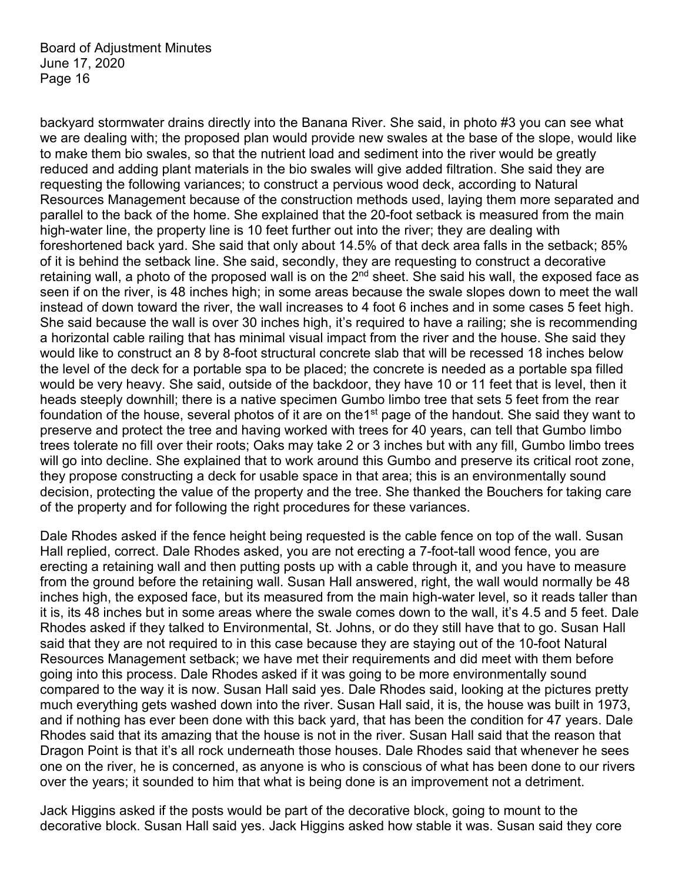backyard stormwater drains directly into the Banana River. She said, in photo #3 you can see what we are dealing with; the proposed plan would provide new swales at the base of the slope, would like to make them bio swales, so that the nutrient load and sediment into the river would be greatly reduced and adding plant materials in the bio swales will give added filtration. She said they are requesting the following variances; to construct a pervious wood deck, according to Natural Resources Management because of the construction methods used, laying them more separated and parallel to the back of the home. She explained that the 20-foot setback is measured from the main high-water line, the property line is 10 feet further out into the river; they are dealing with foreshortened back yard. She said that only about 14.5% of that deck area falls in the setback; 85% of it is behind the setback line. She said, secondly, they are requesting to construct a decorative retaining wall, a photo of the proposed wall is on the 2nd sheet. She said his wall, the exposed face as seen if on the river, is 48 inches high; in some areas because the swale slopes down to meet the wall instead of down toward the river, the wall increases to 4 foot 6 inches and in some cases 5 feet high. She said because the wall is over 30 inches high, it's required to have a railing; she is recommending a horizontal cable railing that has minimal visual impact from the river and the house. She said they would like to construct an 8 by 8-foot structural concrete slab that will be recessed 18 inches below the level of the deck for a portable spa to be placed; the concrete is needed as a portable spa filled would be very heavy. She said, outside of the backdoor, they have 10 or 11 feet that is level, then it heads steeply downhill; there is a native specimen Gumbo limbo tree that sets 5 feet from the rear foundation of the house, several photos of it are on the1st page of the handout. She said they want to preserve and protect the tree and having worked with trees for 40 years, can tell that Gumbo limbo trees tolerate no fill over their roots; Oaks may take 2 or 3 inches but with any fill, Gumbo limbo trees will go into decline. She explained that to work around this Gumbo and preserve its critical root zone, they propose constructing a deck for usable space in that area; this is an environmentally sound decision, protecting the value of the property and the tree. She thanked the Bouchers for taking care of the property and for following the right procedures for these variances.

Dale Rhodes asked if the fence height being requested is the cable fence on top of the wall. Susan Hall replied, correct. Dale Rhodes asked, you are not erecting a 7-foot-tall wood fence, you are erecting a retaining wall and then putting posts up with a cable through it, and you have to measure from the ground before the retaining wall. Susan Hall answered, right, the wall would normally be 48 inches high, the exposed face, but its measured from the main high-water level, so it reads taller than it is, its 48 inches but in some areas where the swale comes down to the wall, it's 4.5 and 5 feet. Dale Rhodes asked if they talked to Environmental, St. Johns, or do they still have that to go. Susan Hall said that they are not required to in this case because they are staying out of the 10-foot Natural Resources Management setback; we have met their requirements and did meet with them before going into this process. Dale Rhodes asked if it was going to be more environmentally sound compared to the way it is now. Susan Hall said yes. Dale Rhodes said, looking at the pictures pretty much everything gets washed down into the river. Susan Hall said, it is, the house was built in 1973, and if nothing has ever been done with this back yard, that has been the condition for 47 years. Dale Rhodes said that its amazing that the house is not in the river. Susan Hall said that the reason that Dragon Point is that it's all rock underneath those houses. Dale Rhodes said that whenever he sees one on the river, he is concerned, as anyone is who is conscious of what has been done to our rivers over the years; it sounded to him that what is being done is an improvement not a detriment.

Jack Higgins asked if the posts would be part of the decorative block, going to mount to the decorative block. Susan Hall said yes. Jack Higgins asked how stable it was. Susan said they core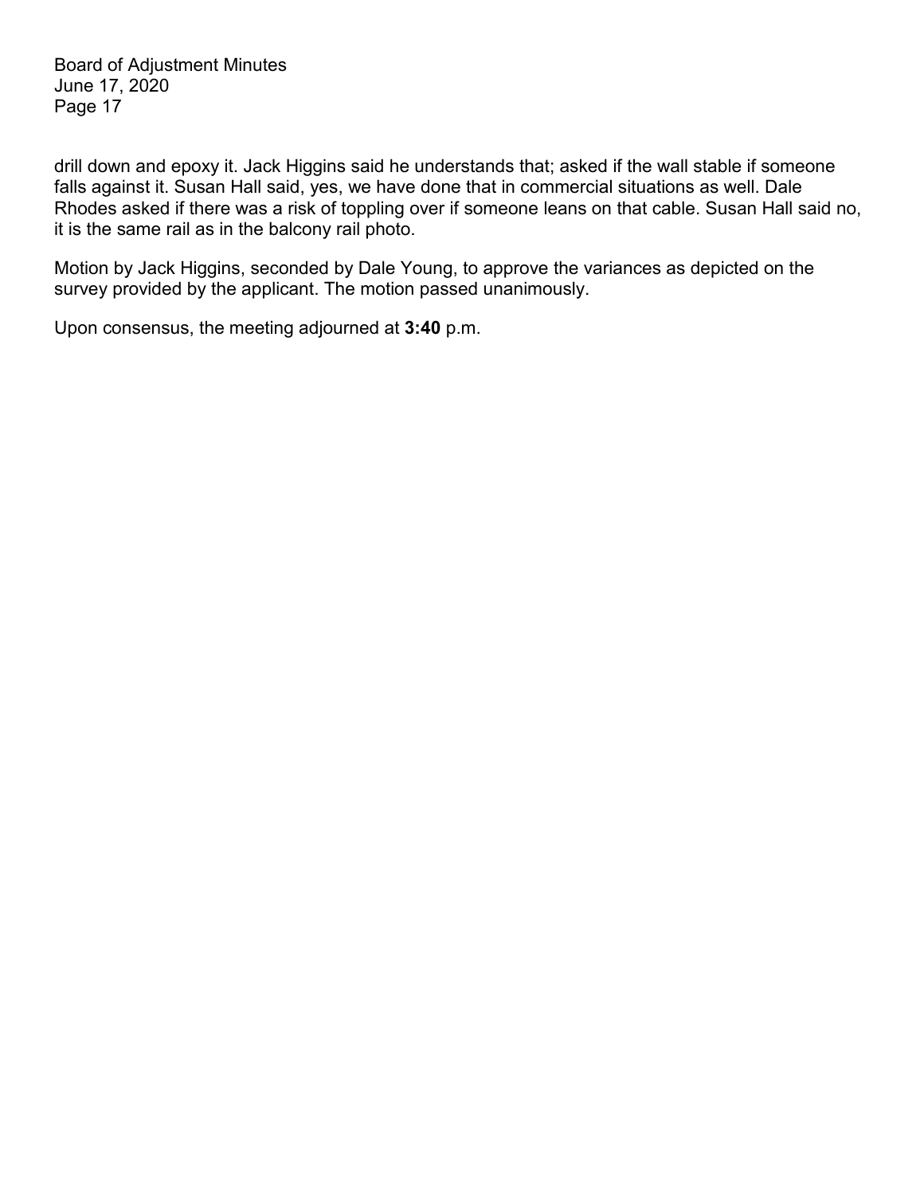drill down and epoxy it. Jack Higgins said he understands that; asked if the wall stable if someone falls against it. Susan Hall said, yes, we have done that in commercial situations as well. Dale Rhodes asked if there was a risk of toppling over if someone leans on that cable. Susan Hall said no, it is the same rail as in the balcony rail photo.

Motion by Jack Higgins, seconded by Dale Young, to approve the variances as depicted on the survey provided by the applicant. The motion passed unanimously.

Upon consensus, the meeting adjourned at **3:40** p.m.